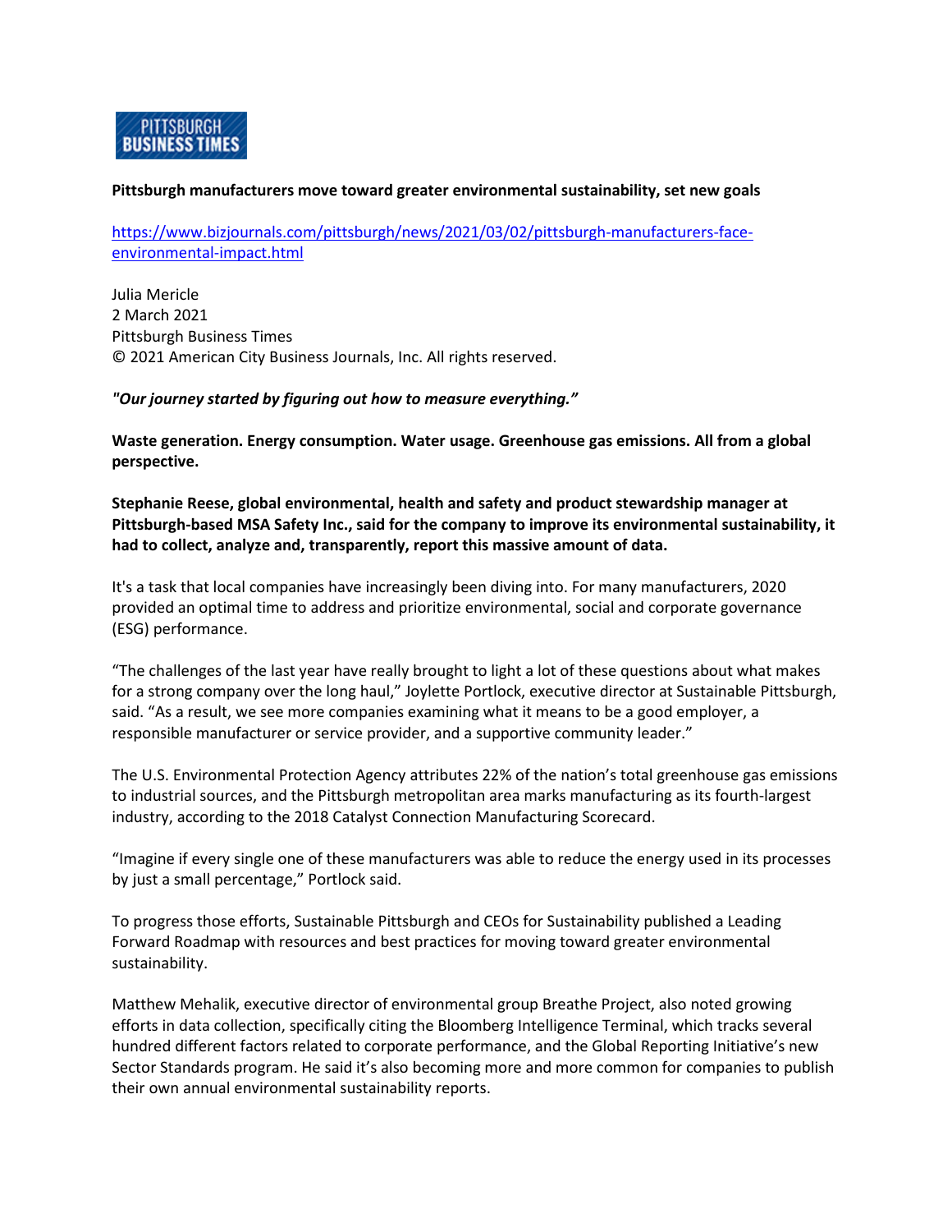PITTSBURGH BUSINESS TIMES

**Pittsburgh manufacturers move toward greater environmental sustainability, set new goals**

https://www.bizjournals.com/pittsburgh/news/2021/03/02/pittsburgh-manufacturers-face-environmental-impact.html

Julia Mericle
2 March 2021
Pittsburgh Business Times
© 2021 American City Business Journals, Inc. All rights reserved.

***"Our journey started by figuring out how to measure everything."***

**Waste generation. Energy consumption. Water usage. Greenhouse gas emissions. All from a global perspective.**

**Stephanie Reese, global environmental, health and safety and product stewardship manager at Pittsburgh-based MSA Safety Inc., said for the company to improve its environmental sustainability, it had to collect, analyze and, transparently, report this massive amount of data.**

It's a task that local companies have increasingly been diving into. For many manufacturers, 2020 provided an optimal time to address and prioritize environmental, social and corporate governance (ESG) performance.

"The challenges of the last year have really brought to light a lot of these questions about what makes for a strong company over the long haul," Joylette Portlock, executive director at Sustainable Pittsburgh, said. "As a result, we see more companies examining what it means to be a good employer, a responsible manufacturer or service provider, and a supportive community leader."

The U.S. Environmental Protection Agency attributes 22% of the nation's total greenhouse gas emissions to industrial sources, and the Pittsburgh metropolitan area marks manufacturing as its fourth-largest industry, according to the 2018 Catalyst Connection Manufacturing Scorecard.

"Imagine if every single one of these manufacturers was able to reduce the energy used in its processes by just a small percentage," Portlock said.

To progress those efforts, Sustainable Pittsburgh and CEOs for Sustainability published a Leading Forward Roadmap with resources and best practices for moving toward greater environmental sustainability.

Matthew Mehalik, executive director of environmental group Breathe Project, also noted growing efforts in data collection, specifically citing the Bloomberg Intelligence Terminal, which tracks several hundred different factors related to corporate performance, and the Global Reporting Initiative's new Sector Standards program. He said it's also becoming more and more common for companies to publish their own annual environmental sustainability reports.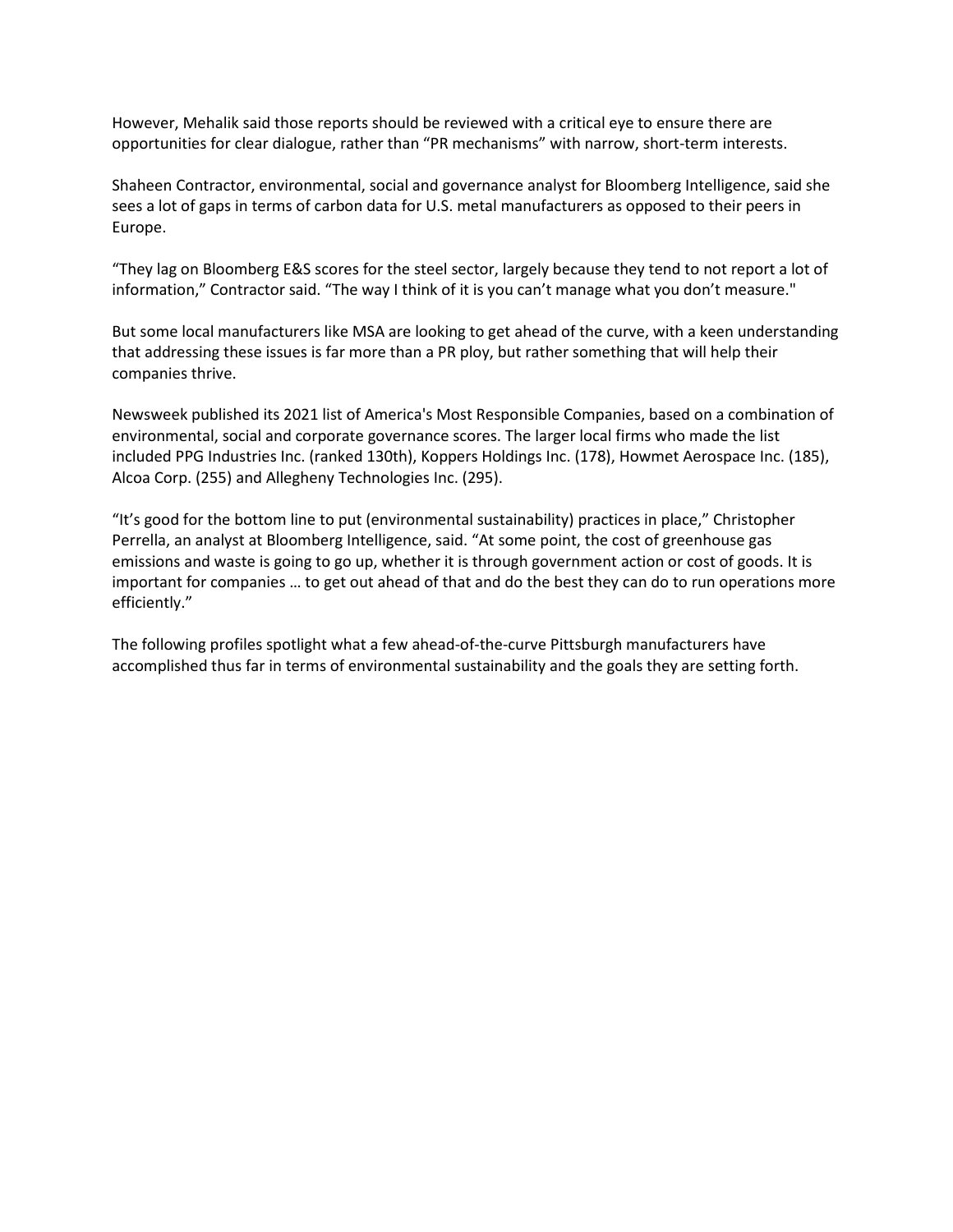However, Mehalik said those reports should be reviewed with a critical eye to ensure there are opportunities for clear dialogue, rather than "PR mechanisms" with narrow, short-term interests.

Shaheen Contractor, environmental, social and governance analyst for Bloomberg Intelligence, said she sees a lot of gaps in terms of carbon data for U.S. metal manufacturers as opposed to their peers in Europe.

"They lag on Bloomberg E&S scores for the steel sector, largely because they tend to not report a lot of information," Contractor said. "The way I think of it is you can't manage what you don't measure."

But some local manufacturers like MSA are looking to get ahead of the curve, with a keen understanding that addressing these issues is far more than a PR ploy, but rather something that will help their companies thrive.

Newsweek published its 2021 list of America's Most Responsible Companies, based on a combination of environmental, social and corporate governance scores. The larger local firms who made the list included PPG Industries Inc. (ranked 130th), Koppers Holdings Inc. (178), Howmet Aerospace Inc. (185), Alcoa Corp. (255) and Allegheny Technologies Inc. (295).

"It's good for the bottom line to put (environmental sustainability) practices in place," Christopher Perrella, an analyst at Bloomberg Intelligence, said. "At some point, the cost of greenhouse gas emissions and waste is going to go up, whether it is through government action or cost of goods. It is important for companies … to get out ahead of that and do the best they can do to run operations more efficiently."

The following profiles spotlight what a few ahead-of-the-curve Pittsburgh manufacturers have accomplished thus far in terms of environmental sustainability and the goals they are setting forth.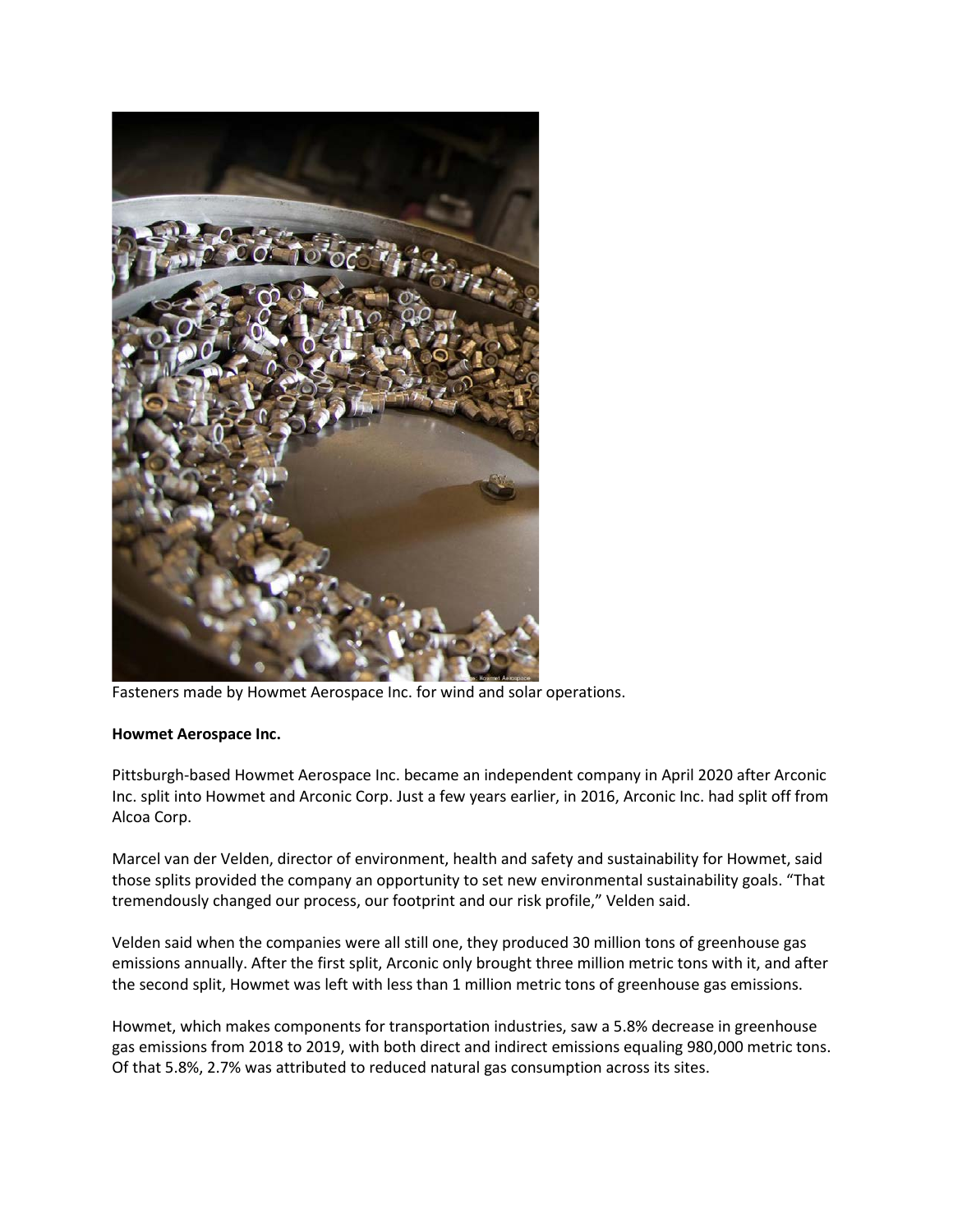Fasteners made by Howmet Aerospace Inc. for wind and solar operations.

**Howmet Aerospace Inc.**

Pittsburgh-based Howmet Aerospace Inc. became an independent company in April 2020 after Arconic Inc. split into Howmet and Arconic Corp. Just a few years earlier, in 2016, Arconic Inc. had split off from Alcoa Corp.

Marcel van der Velden, director of environment, health and safety and sustainability for Howmet, said those splits provided the company an opportunity to set new environmental sustainability goals. “That tremendously changed our process, our footprint and our risk profile,” Velden said.

Velden said when the companies were all still one, they produced 30 million tons of greenhouse gas emissions annually. After the first split, Arconic only brought three million metric tons with it, and after the second split, Howmet was left with less than 1 million metric tons of greenhouse gas emissions.

Howmet, which makes components for transportation industries, saw a 5.8% decrease in greenhouse gas emissions from 2018 to 2019, with both direct and indirect emissions equaling 980,000 metric tons. Of that 5.8%, 2.7% was attributed to reduced natural gas consumption across its sites.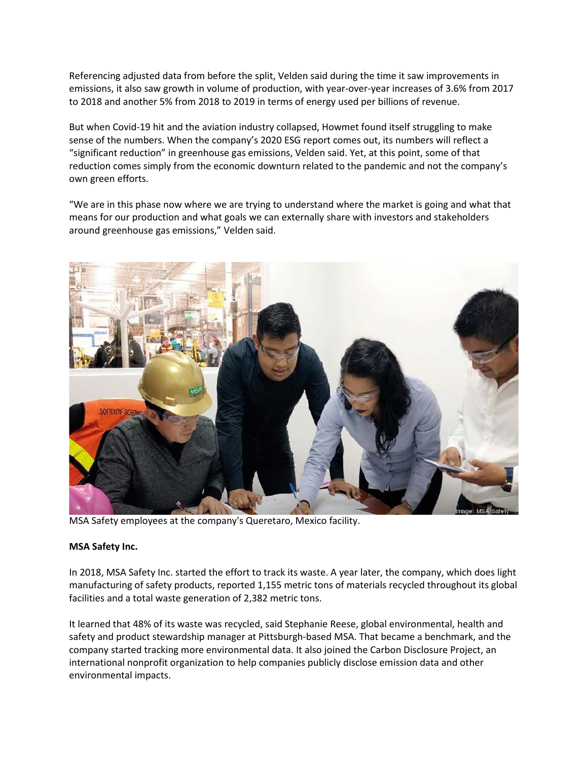Referencing adjusted data from before the split, Velden said during the time it saw improvements in emissions, it also saw growth in volume of production, with year-over-year increases of 3.6% from 2017 to 2018 and another 5% from 2018 to 2019 in terms of energy used per billions of revenue.

But when Covid-19 hit and the aviation industry collapsed, Howmet found itself struggling to make sense of the numbers. When the company's 2020 ESG report comes out, its numbers will reflect a "significant reduction" in greenhouse gas emissions, Velden said. Yet, at this point, some of that reduction comes simply from the economic downturn related to the pandemic and not the company's own green efforts.

"We are in this phase now where we are trying to understand where the market is going and what that means for our production and what goals we can externally share with investors and stakeholders around greenhouse gas emissions," Velden said.

MSA Safety employees at the company's Queretaro, Mexico facility.

**MSA Safety Inc.**

In 2018, MSA Safety Inc. started the effort to track its waste. A year later, the company, which does light manufacturing of safety products, reported 1,155 metric tons of materials recycled throughout its global facilities and a total waste generation of 2,382 metric tons.

It learned that 48% of its waste was recycled, said Stephanie Reese, global environmental, health and safety and product stewardship manager at Pittsburgh-based MSA. That became a benchmark, and the company started tracking more environmental data. It also joined the Carbon Disclosure Project, an international nonprofit organization to help companies publicly disclose emission data and other environmental impacts.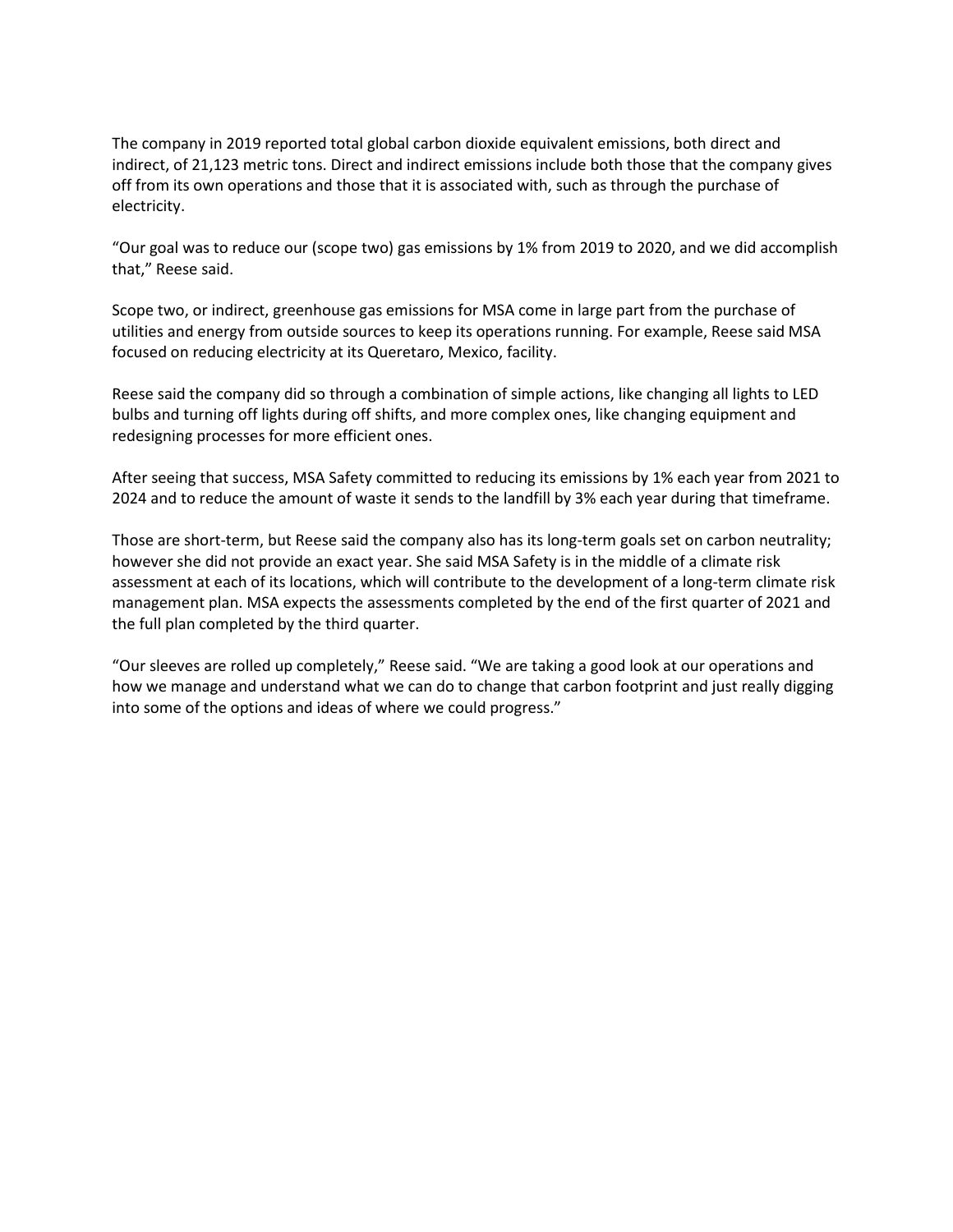The company in 2019 reported total global carbon dioxide equivalent emissions, both direct and indirect, of 21,123 metric tons. Direct and indirect emissions include both those that the company gives off from its own operations and those that it is associated with, such as through the purchase of electricity.

"Our goal was to reduce our (scope two) gas emissions by 1% from 2019 to 2020, and we did accomplish that," Reese said.

Scope two, or indirect, greenhouse gas emissions for MSA come in large part from the purchase of utilities and energy from outside sources to keep its operations running. For example, Reese said MSA focused on reducing electricity at its Queretaro, Mexico, facility.

Reese said the company did so through a combination of simple actions, like changing all lights to LED bulbs and turning off lights during off shifts, and more complex ones, like changing equipment and redesigning processes for more efficient ones.

After seeing that success, MSA Safety committed to reducing its emissions by 1% each year from 2021 to 2024 and to reduce the amount of waste it sends to the landfill by 3% each year during that timeframe.

Those are short-term, but Reese said the company also has its long-term goals set on carbon neutrality; however she did not provide an exact year. She said MSA Safety is in the middle of a climate risk assessment at each of its locations, which will contribute to the development of a long-term climate risk management plan. MSA expects the assessments completed by the end of the first quarter of 2021 and the full plan completed by the third quarter.

"Our sleeves are rolled up completely," Reese said. "We are taking a good look at our operations and how we manage and understand what we can do to change that carbon footprint and just really digging into some of the options and ideas of where we could progress."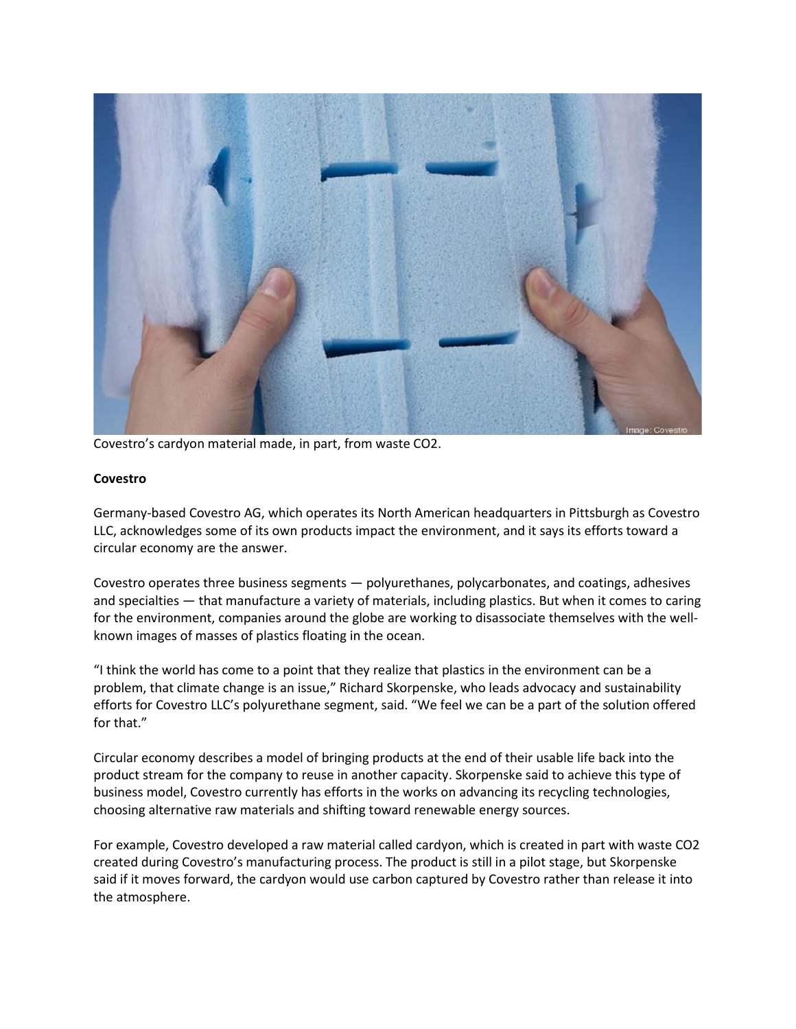Covestro’s cardyon material made, in part, from waste $CO_2$.

**Covestro**

Germany-based Covestro AG, which operates its North American headquarters in Pittsburgh as Covestro LLC, acknowledges some of its own products impact the environment, and it says its efforts toward a circular economy are the answer.

Covestro operates three business segments — polyurethanes, polycarbonates, and coatings, adhesives and specialties — that manufacture a variety of materials, including plastics. But when it comes to caring for the environment, companies around the globe are working to disassociate themselves with the well-known images of masses of plastics floating in the ocean.

“I think the world has come to a point that they realize that plastics in the environment can be a problem, that climate change is an issue,” Richard Skorpenske, who leads advocacy and sustainability efforts for Covestro LLC’s polyurethane segment, said. “We feel we can be a part of the solution offered for that.”

Circular economy describes a model of bringing products at the end of their usable life back into the product stream for the company to reuse in another capacity. Skorpenske said to achieve this type of business model, Covestro currently has efforts in the works on advancing its recycling technologies, choosing alternative raw materials and shifting toward renewable energy sources.

For example, Covestro developed a raw material called cardyon, which is created in part with waste $CO_2$ created during Covestro’s manufacturing process. The product is still in a pilot stage, but Skorpenske said if it moves forward, the cardyon would use carbon captured by Covestro rather than release it into the atmosphere.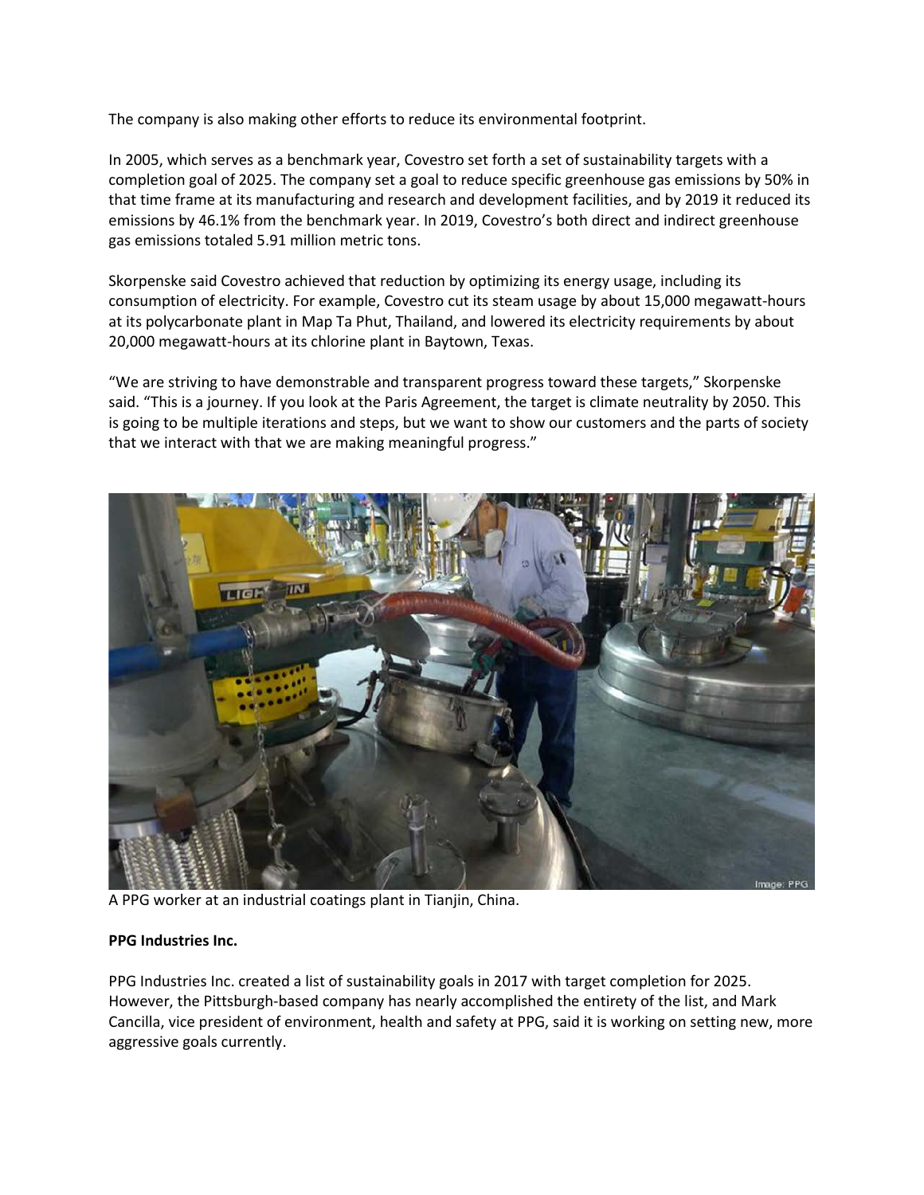The company is also making other efforts to reduce its environmental footprint.

In 2005, which serves as a benchmark year, Covestro set forth a set of sustainability targets with a completion goal of 2025. The company set a goal to reduce specific greenhouse gas emissions by 50% in that time frame at its manufacturing and research and development facilities, and by 2019 it reduced its emissions by 46.1% from the benchmark year. In 2019, Covestro's both direct and indirect greenhouse gas emissions totaled 5.91 million metric tons.

Skorpenske said Covestro achieved that reduction by optimizing its energy usage, including its consumption of electricity. For example, Covestro cut its steam usage by about 15,000 megawatt-hours at its polycarbonate plant in Map Ta Phut, Thailand, and lowered its electricity requirements by about 20,000 megawatt-hours at its chlorine plant in Baytown, Texas.

"We are striving to have demonstrable and transparent progress toward these targets," Skorpenske said. "This is a journey. If you look at the Paris Agreement, the target is climate neutrality by 2050. This is going to be multiple iterations and steps, but we want to show our customers and the parts of society that we interact with that we are making meaningful progress."

A PPG worker at an industrial coatings plant in Tianjin, China.

**PPG Industries Inc.**

PPG Industries Inc. created a list of sustainability goals in 2017 with target completion for 2025. However, the Pittsburgh-based company has nearly accomplished the entirety of the list, and Mark Cancilla, vice president of environment, health and safety at PPG, said it is working on setting new, more aggressive goals currently.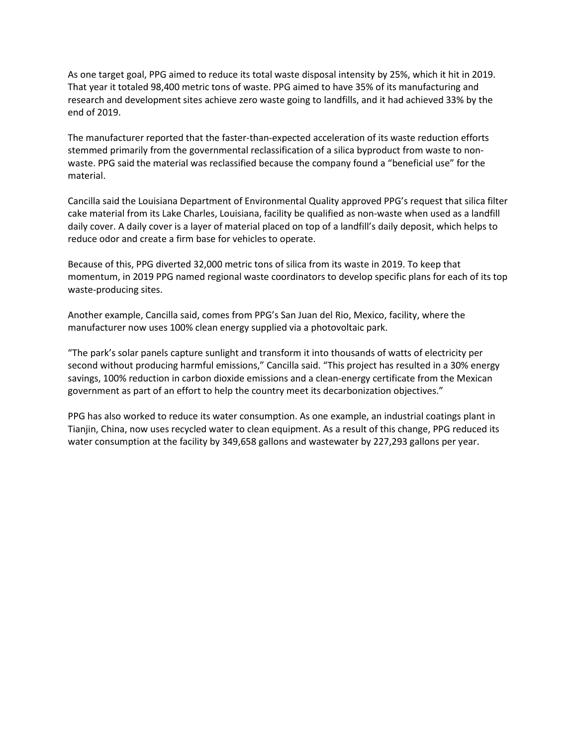As one target goal, PPG aimed to reduce its total waste disposal intensity by 25%, which it hit in 2019. That year it totaled 98,400 metric tons of waste. PPG aimed to have 35% of its manufacturing and research and development sites achieve zero waste going to landfills, and it had achieved 33% by the end of 2019.

The manufacturer reported that the faster-than-expected acceleration of its waste reduction efforts stemmed primarily from the governmental reclassification of a silica byproduct from waste to non-waste. PPG said the material was reclassified because the company found a "beneficial use" for the material.

Cancilla said the Louisiana Department of Environmental Quality approved PPG's request that silica filter cake material from its Lake Charles, Louisiana, facility be qualified as non-waste when used as a landfill daily cover. A daily cover is a layer of material placed on top of a landfill's daily deposit, which helps to reduce odor and create a firm base for vehicles to operate.

Because of this, PPG diverted 32,000 metric tons of silica from its waste in 2019. To keep that momentum, in 2019 PPG named regional waste coordinators to develop specific plans for each of its top waste-producing sites.

Another example, Cancilla said, comes from PPG's San Juan del Rio, Mexico, facility, where the manufacturer now uses 100% clean energy supplied via a photovoltaic park.

"The park's solar panels capture sunlight and transform it into thousands of watts of electricity per second without producing harmful emissions," Cancilla said. "This project has resulted in a 30% energy savings, 100% reduction in carbon dioxide emissions and a clean-energy certificate from the Mexican government as part of an effort to help the country meet its decarbonization objectives."

PPG has also worked to reduce its water consumption. As one example, an industrial coatings plant in Tianjin, China, now uses recycled water to clean equipment. As a result of this change, PPG reduced its water consumption at the facility by 349,658 gallons and wastewater by 227,293 gallons per year.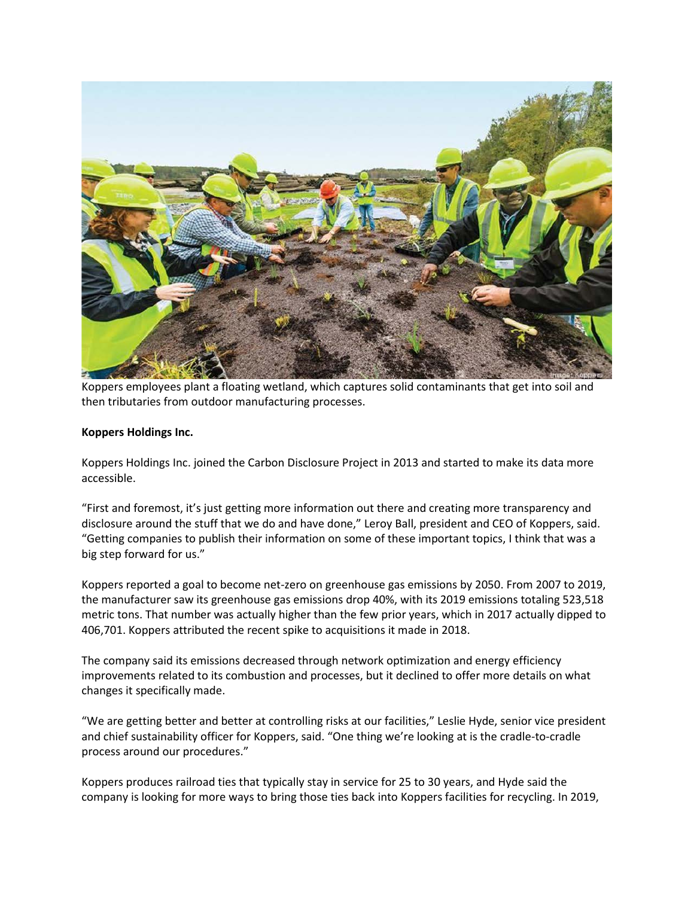Koppers employees plant a floating wetland, which captures solid contaminants that get into soil and then tributaries from outdoor manufacturing processes.

**Koppers Holdings Inc.**

Koppers Holdings Inc. joined the Carbon Disclosure Project in 2013 and started to make its data more accessible.

"First and foremost, it's just getting more information out there and creating more transparency and disclosure around the stuff that we do and have done," Leroy Ball, president and CEO of Koppers, said. "Getting companies to publish their information on some of these important topics, I think that was a big step forward for us."

Koppers reported a goal to become net-zero on greenhouse gas emissions by 2050. From 2007 to 2019, the manufacturer saw its greenhouse gas emissions drop 40%, with its 2019 emissions totaling 523,518 metric tons. That number was actually higher than the few prior years, which in 2017 actually dipped to 406,701. Koppers attributed the recent spike to acquisitions it made in 2018.

The company said its emissions decreased through network optimization and energy efficiency improvements related to its combustion and processes, but it declined to offer more details on what changes it specifically made.

"We are getting better and better at controlling risks at our facilities," Leslie Hyde, senior vice president and chief sustainability officer for Koppers, said. "One thing we're looking at is the cradle-to-cradle process around our procedures."

Koppers produces railroad ties that typically stay in service for 25 to 30 years, and Hyde said the company is looking for more ways to bring those ties back into Koppers facilities for recycling. In 2019,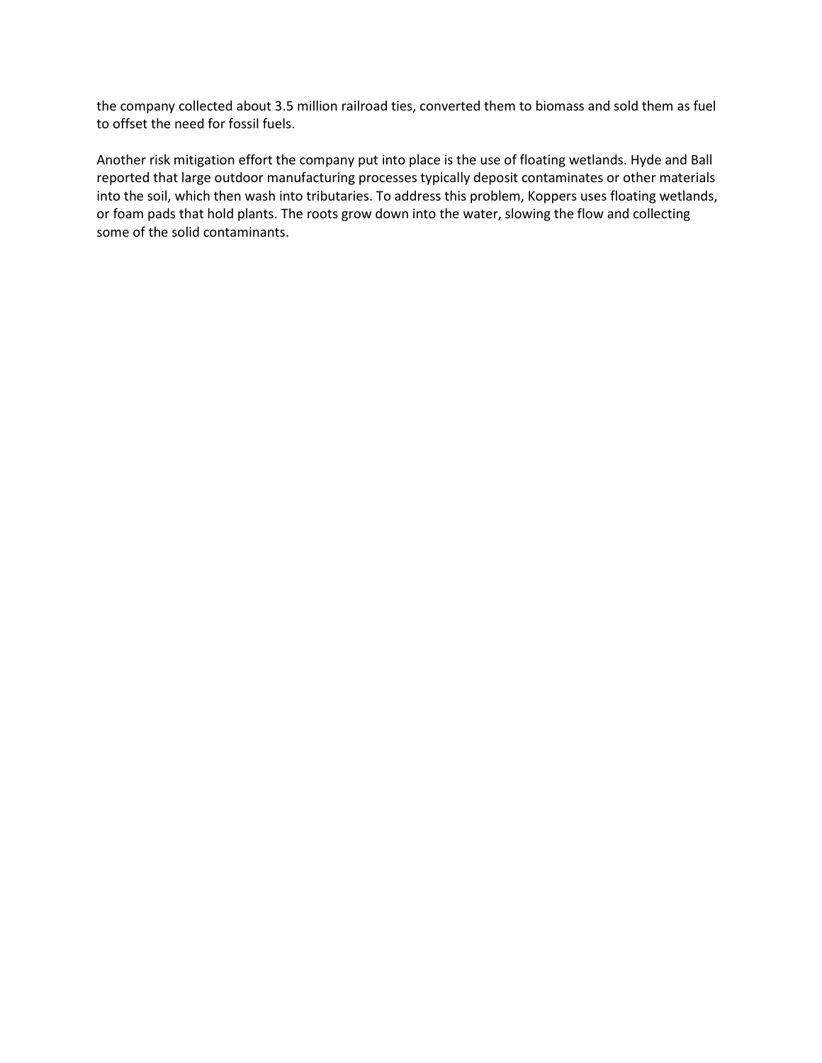the company collected about 3.5 million railroad ties, converted them to biomass and sold them as fuel to offset the need for fossil fuels.

Another risk mitigation effort the company put into place is the use of floating wetlands. Hyde and Ball reported that large outdoor manufacturing processes typically deposit contaminates or other materials into the soil, which then wash into tributaries. To address this problem, Koppers uses floating wetlands, or foam pads that hold plants. The roots grow down into the water, slowing the flow and collecting some of the solid contaminants.